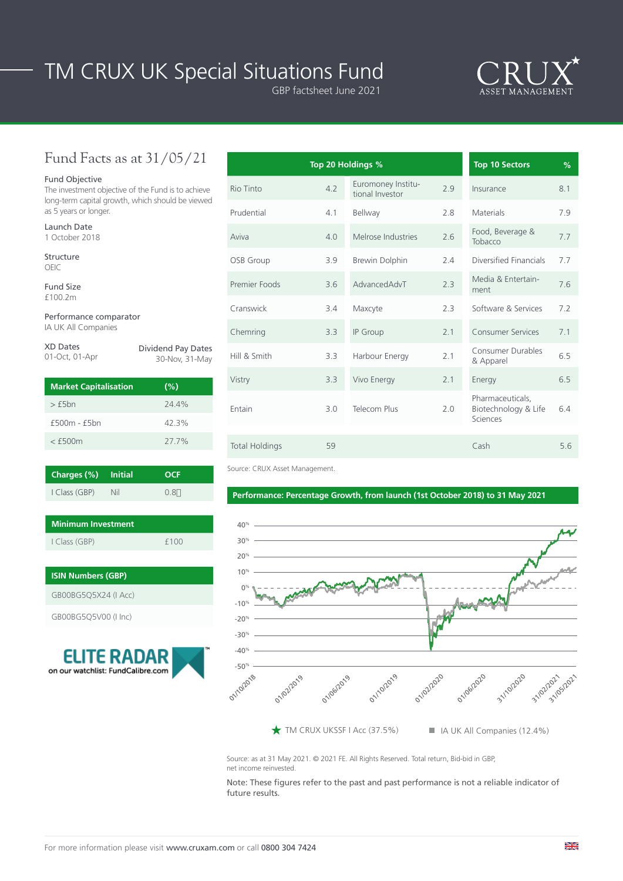# TM CRUX UK Special Situations Fund

GBP factsheet June 2021

CRUX ASSET MANAGEMENT

## Fund Facts as at 31/05/21

**Fund Objective**
The investment objective of the Fund is to achieve long-term capital growth, which should be viewed as 5 years or longer.

**Launch Date**
1 October 2018

**Structure**
OEIC

**Fund Size**
£100.2m

**Performance comparator**
IA UK All Companies

**XD Dates**
01-Oct, 01-Apr

**Dividend Pay Dates**
30-Nov, 31-May

| Market Capitalisation | (%) |
|---|---|
| > £5bn | 24.4% |
| £500m - £5bn | 42.3% |
| < £500m | 27.7% |

| Charges (%) | Initial | OCF |
|---|---|---|
| I Class (GBP) | Nil | 0.8 |

| Minimum Investment | |
|---|---|
| I Class (GBP) | £100 |

| ISIN Numbers (GBP) |
|---|
| GB00BG5Q5X24 (I Acc) |
| GB00BG5Q5V00 (I Inc) |

ELITE RADAR
on our watchlist: FundCalibre.com

| Top 20 Holdings % | | | |
|---|---|---|---|
| Rio Tinto | 4.2 | Euromoney Institutional Investor | 2.9 |
| Prudential | 4.1 | Bellway | 2.8 |
| Aviva | 4.0 | Melrose Industries | 2.6 |
| OSB Group | 3.9 | Brewin Dolphin | 2.4 |
| Premier Foods | 3.6 | AdvancedAdvT | 2.3 |
| Cranswick | 3.4 | Maxcyte | 2.3 |
| Chemring | 3.3 | IP Group | 2.1 |
| Hill & Smith | 3.3 | Harbour Energy | 2.1 |
| Vistry | 3.3 | Vivo Energy | 2.1 |
| Entain | 3.0 | Telecom Plus | 2.0 |
| Total Holdings | 59 | | |

| Top 10 Sectors | % |
|---|---|
| Insurance | 8.1 |
| Materials | 7.9 |
| Food, Beverage & Tobacco | 7.7 |
| Diversified Financials | 7.7 |
| Media & Entertainment | 7.6 |
| Software & Services | 7.2 |
| Consumer Services | 7.1 |
| Consumer Durables & Apparel | 6.5 |
| Energy | 6.5 |
| Pharmaceuticals, Biotechnology & Life Sciences | 6.4 |
| Cash | 5.6 |

Source: CRUX Asset Management.

### Performance: Percentage Growth, from launch (1st October 2018) to 31 May 2021

TM CRUX UKSSF I Acc (37.5%)  IA UK All Companies (12.4%)

Source: as at 31 May 2021. © 2021 FE. All Rights Reserved. Total return, Bid-bid in GBP, net income reinvested.

Note: These figures refer to the past and past performance is not a reliable indicator of future results.

For more information please visit www.cruxam.com or call 0800 304 7424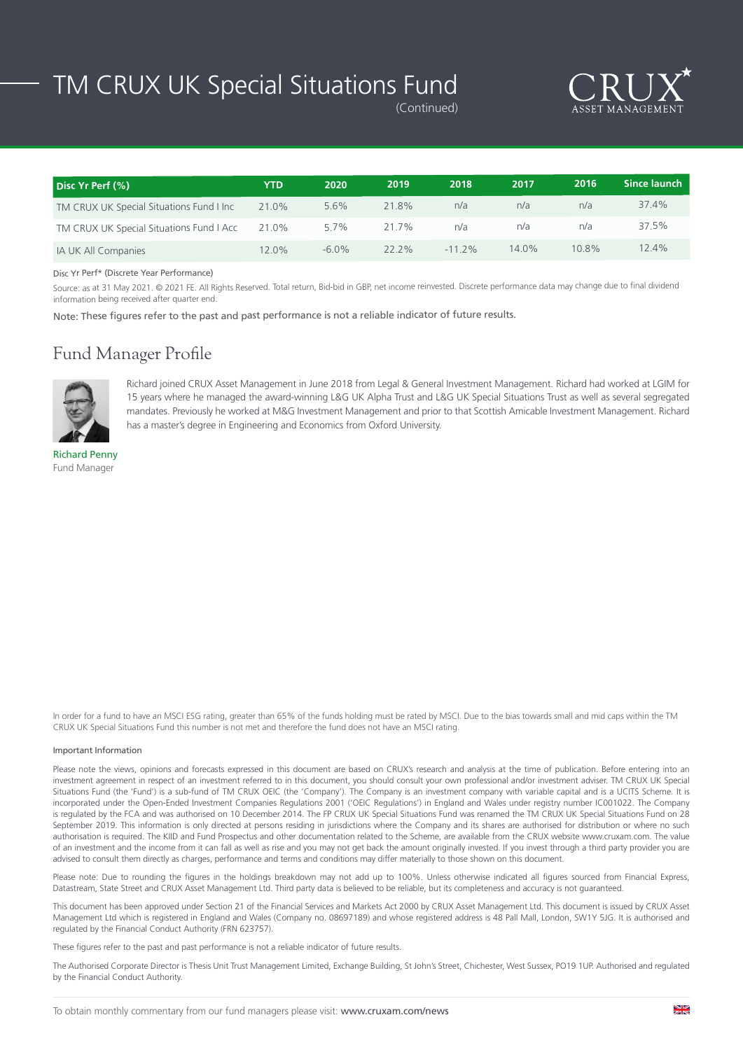# TM CRUX UK Special Situations Fund

(Continued)

| Disc Yr Perf (%) | YTD | 2020 | 2019 | 2018 | 2017 | 2016 | Since launch |
|---|---|---|---|---|---|---|---|
| TM CRUX UK Special Situations Fund I Inc | 21.0% | 5.6% | 21.8% | n/a | n/a | n/a | 37.4% |
| TM CRUX UK Special Situations Fund I Acc | 21.0% | 5.7% | 21.7% | n/a | n/a | n/a | 37.5% |
| IA UK All Companies | 12.0% | -6.0% | 22.2% | -11.2% | 14.0% | 10.8% | 12.4% |

Disc Yr Perf* (Discrete Year Performance)

Source: as at 31 May 2021. © 2021 FE. All Rights Reserved. Total return, Bid-bid in GBP, net income reinvested. Discrete performance data may change due to final dividend information being received after quarter end.

Note: These figures refer to the past and past performance is not a reliable indicator of future results.

## Fund Manager Profile

Richard joined CRUX Asset Management in June 2018 from Legal & General Investment Management. Richard had worked at LGIM for 15 years where he managed the award-winning L&G UK Alpha Trust and L&G UK Special Situations Trust as well as several segregated mandates. Previously he worked at M&G Investment Management and prior to that Scottish Amicable Investment Management. Richard has a master's degree in Engineering and Economics from Oxford University.

Richard Penny
Fund Manager

In order for a fund to have an MSCI ESG rating, greater than 65% of the funds holding must be rated by MSCI. Due to the bias towards small and mid caps within the TM CRUX UK Special Situations Fund this number is not met and therefore the fund does not have an MSCI rating.

### Important Information

Please note the views, opinions and forecasts expressed in this document are based on CRUX's research and analysis at the time of publication. Before entering into an investment agreement in respect of an investment referred to in this document, you should consult your own professional and/or investment adviser. TM CRUX UK Special Situations Fund (the 'Fund') is a sub-fund of TM CRUX OEIC (the 'Company'). The Company is an investment company with variable capital and is a UCITS Scheme. It is incorporated under the Open-Ended Investment Companies Regulations 2001 ('OEIC Regulations') in England and Wales under registry number IC001022. The Company is regulated by the FCA and was authorised on 10 December 2014. The FP CRUX UK Special Situations Fund was renamed the TM CRUX UK Special Situations Fund on 28 September 2019. This information is only directed at persons residing in jurisdictions where the Company and its shares are authorised for distribution or where no such authorisation is required. The KIID and Fund Prospectus and other documentation related to the Scheme, are available from the CRUX website www.cruxam.com. The value of an investment and the income from it can fall as well as rise and you may not get back the amount originally invested. If you invest through a third party provider you are advised to consult them directly as charges, performance and terms and conditions may differ materially to those shown on this document.

Please note: Due to rounding the figures in the holdings breakdown may not add up to 100%. Unless otherwise indicated all figures sourced from Financial Express, Datastream, State Street and CRUX Asset Management Ltd. Third party data is believed to be reliable, but its completeness and accuracy is not guaranteed.

This document has been approved under Section 21 of the Financial Services and Markets Act 2000 by CRUX Asset Management Ltd. This document is issued by CRUX Asset Management Ltd which is registered in England and Wales (Company no. 08697189) and whose registered address is 48 Pall Mall, London, SW1Y 5JG. It is authorised and regulated by the Financial Conduct Authority (FRN 623757).

These figures refer to the past and past performance is not a reliable indicator of future results.

The Authorised Corporate Director is Thesis Unit Trust Management Limited, Exchange Building, St John's Street, Chichester, West Sussex, PO19 1UP. Authorised and regulated by the Financial Conduct Authority.

To obtain monthly commentary from our fund managers please visit: www.cruxam.com/news